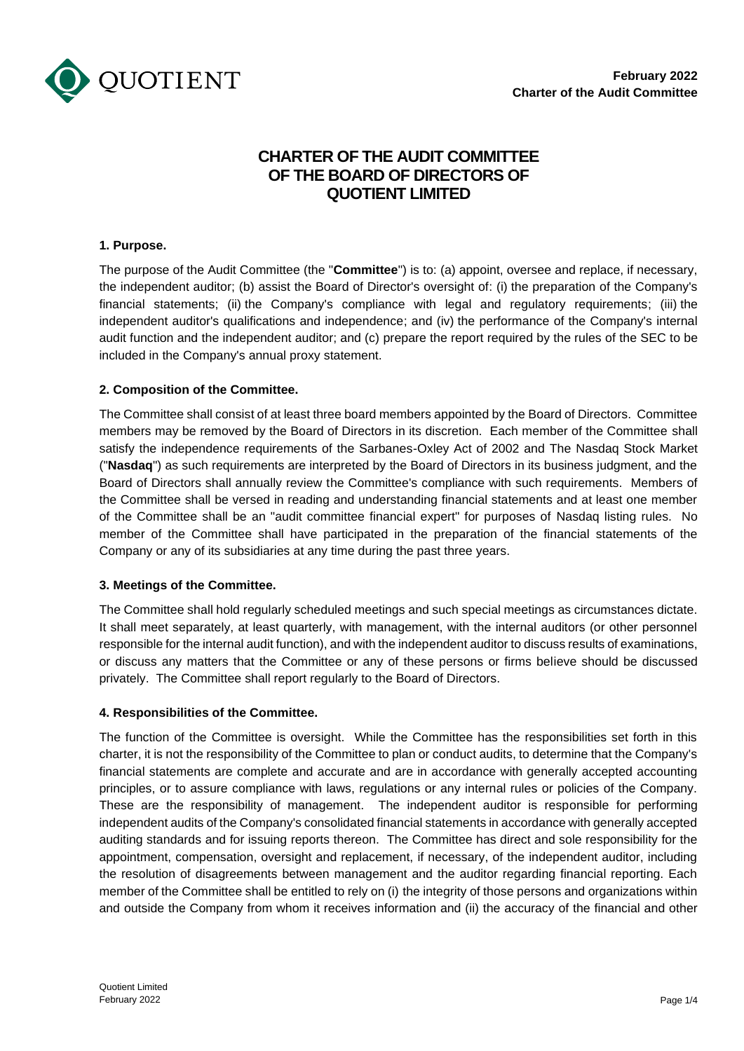# CHARTER OF THE AUDIT COMMITTEE OF THE BOARD OF DIRECTORS OF QUOTIENT LIMITED

## 1. Purpose.

The purpose of the Audit Committee (the "**Committee**") is to: (a) appoint, oversee and replace, if necessary, the independent auditor; (b) assist the Board of Director's oversight of: (i) the preparation of the Company's financial statements; (ii) the Company's compliance with legal and regulatory requirements; (iii) the independent auditor's qualifications and independence; and (iv) the performance of the Company's internal audit function and the independent auditor; and (c) prepare the report required by the rules of the SEC to be included in the Company's annual proxy statement.

## 2. Composition of the Committee.

The Committee shall consist of at least three board members appointed by the Board of Directors. Committee members may be removed by the Board of Directors in its discretion. Each member of the Committee shall satisfy the independence requirements of the Sarbanes-Oxley Act of 2002 and The Nasdaq Stock Market ("**Nasdaq**") as such requirements are interpreted by the Board of Directors in its business judgment, and the Board of Directors shall annually review the Committee's compliance with such requirements. Members of the Committee shall be versed in reading and understanding financial statements and at least one member of the Committee shall be an "audit committee financial expert" for purposes of Nasdaq listing rules. No member of the Committee shall have participated in the preparation of the financial statements of the Company or any of its subsidiaries at any time during the past three years.

## 3. Meetings of the Committee.

The Committee shall hold regularly scheduled meetings and such special meetings as circumstances dictate. It shall meet separately, at least quarterly, with management, with the internal auditors (or other personnel responsible for the internal audit function), and with the independent auditor to discuss results of examinations, or discuss any matters that the Committee or any of these persons or firms believe should be discussed privately. The Committee shall report regularly to the Board of Directors.

## 4. Responsibilities of the Committee.

The function of the Committee is oversight. While the Committee has the responsibilities set forth in this charter, it is not the responsibility of the Committee to plan or conduct audits, to determine that the Company's financial statements are complete and accurate and are in accordance with generally accepted accounting principles, or to assure compliance with laws, regulations or any internal rules or policies of the Company. These are the responsibility of management. The independent auditor is responsible for performing independent audits of the Company's consolidated financial statements in accordance with generally accepted auditing standards and for issuing reports thereon. The Committee has direct and sole responsibility for the appointment, compensation, oversight and replacement, if necessary, of the independent auditor, including the resolution of disagreements between management and the auditor regarding financial reporting. Each member of the Committee shall be entitled to rely on (i) the integrity of those persons and organizations within and outside the Company from whom it receives information and (ii) the accuracy of the financial and other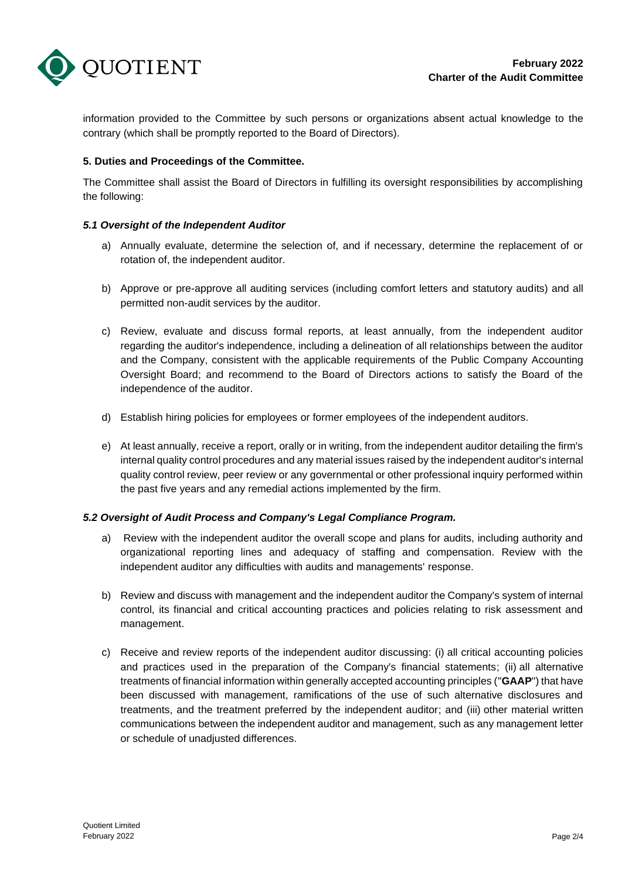information provided to the Committee by such persons or organizations absent actual knowledge to the contrary (which shall be promptly reported to the Board of Directors).

**5. Duties and Proceedings of the Committee.**

The Committee shall assist the Board of Directors in fulfilling its oversight responsibilities by accomplishing the following:

***5.1 Oversight of the Independent Auditor***

a) Annually evaluate, determine the selection of, and if necessary, determine the replacement of or rotation of, the independent auditor.

b) Approve or pre-approve all auditing services (including comfort letters and statutory audits) and all permitted non-audit services by the auditor.

c) Review, evaluate and discuss formal reports, at least annually, from the independent auditor regarding the auditor's independence, including a delineation of all relationships between the auditor and the Company, consistent with the applicable requirements of the Public Company Accounting Oversight Board; and recommend to the Board of Directors actions to satisfy the Board of the independence of the auditor.

d) Establish hiring policies for employees or former employees of the independent auditors.

e) At least annually, receive a report, orally or in writing, from the independent auditor detailing the firm's internal quality control procedures and any material issues raised by the independent auditor's internal quality control review, peer review or any governmental or other professional inquiry performed within the past five years and any remedial actions implemented by the firm.

***5.2 Oversight of Audit Process and Company's Legal Compliance Program.***

a) Review with the independent auditor the overall scope and plans for audits, including authority and organizational reporting lines and adequacy of staffing and compensation. Review with the independent auditor any difficulties with audits and managements' response.

b) Review and discuss with management and the independent auditor the Company's system of internal control, its financial and critical accounting practices and policies relating to risk assessment and management.

c) Receive and review reports of the independent auditor discussing: (i) all critical accounting policies and practices used in the preparation of the Company's financial statements; (ii) all alternative treatments of financial information within generally accepted accounting principles ("**GAAP**") that have been discussed with management, ramifications of the use of such alternative disclosures and treatments, and the treatment preferred by the independent auditor; and (iii) other material written communications between the independent auditor and management, such as any management letter or schedule of unadjusted differences.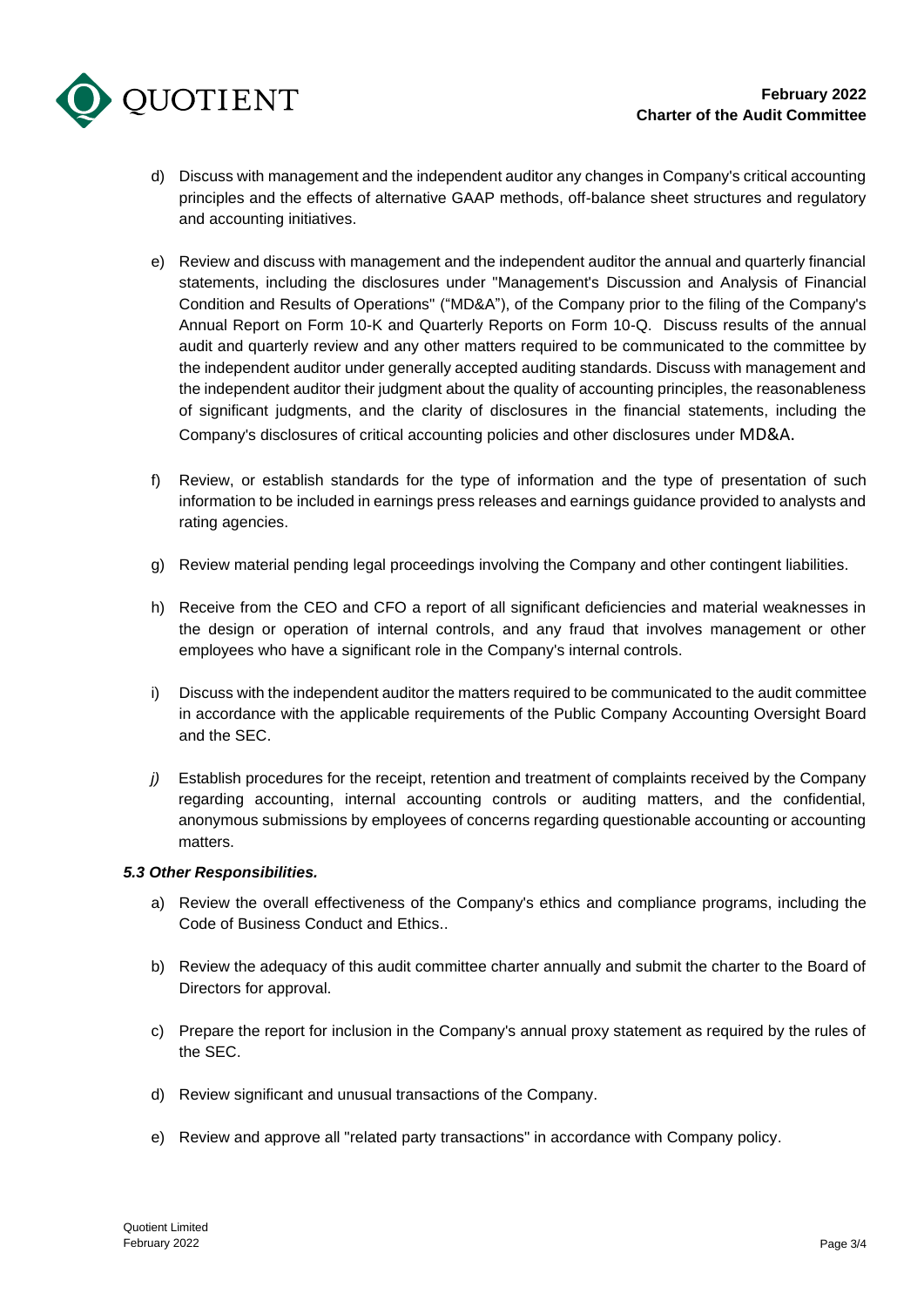d) Discuss with management and the independent auditor any changes in Company's critical accounting principles and the effects of alternative GAAP methods, off-balance sheet structures and regulatory and accounting initiatives.

e) Review and discuss with management and the independent auditor the annual and quarterly financial statements, including the disclosures under "Management's Discussion and Analysis of Financial Condition and Results of Operations" ("MD&A"), of the Company prior to the filing of the Company's Annual Report on Form 10-K and Quarterly Reports on Form 10-Q. Discuss results of the annual audit and quarterly review and any other matters required to be communicated to the committee by the independent auditor under generally accepted auditing standards. Discuss with management and the independent auditor their judgment about the quality of accounting principles, the reasonableness of significant judgments, and the clarity of disclosures in the financial statements, including the Company's disclosures of critical accounting policies and other disclosures under MD&A.

f) Review, or establish standards for the type of information and the type of presentation of such information to be included in earnings press releases and earnings guidance provided to analysts and rating agencies.

g) Review material pending legal proceedings involving the Company and other contingent liabilities.

h) Receive from the CEO and CFO a report of all significant deficiencies and material weaknesses in the design or operation of internal controls, and any fraud that involves management or other employees who have a significant role in the Company's internal controls.

i) Discuss with the independent auditor the matters required to be communicated to the audit committee in accordance with the applicable requirements of the Public Company Accounting Oversight Board and the SEC.

*j)* Establish procedures for the receipt, retention and treatment of complaints received by the Company regarding accounting, internal accounting controls or auditing matters, and the confidential, anonymous submissions by employees of concerns regarding questionable accounting or accounting matters.

***5.3 Other Responsibilities.***

a) Review the overall effectiveness of the Company's ethics and compliance programs, including the Code of Business Conduct and Ethics..

b) Review the adequacy of this audit committee charter annually and submit the charter to the Board of Directors for approval.

c) Prepare the report for inclusion in the Company's annual proxy statement as required by the rules of the SEC.

d) Review significant and unusual transactions of the Company.

e) Review and approve all "related party transactions" in accordance with Company policy.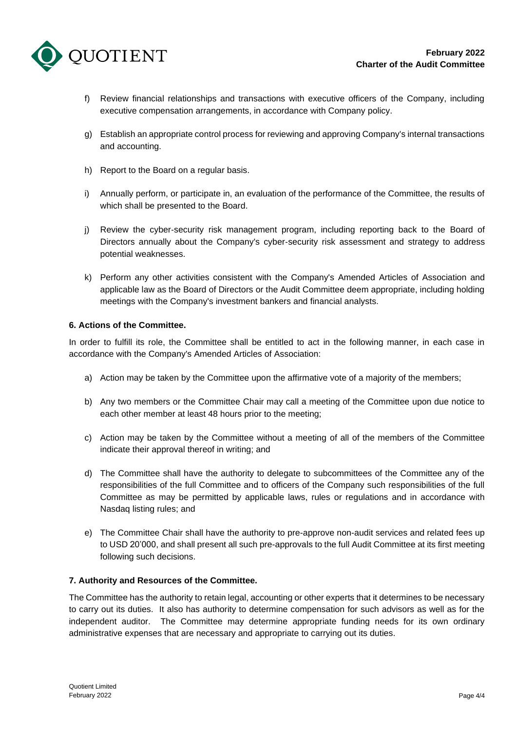f) Review financial relationships and transactions with executive officers of the Company, including executive compensation arrangements, in accordance with Company policy.

g) Establish an appropriate control process for reviewing and approving Company's internal transactions and accounting.

h) Report to the Board on a regular basis.

i) Annually perform, or participate in, an evaluation of the performance of the Committee, the results of which shall be presented to the Board.

j) Review the cyber-security risk management program, including reporting back to the Board of Directors annually about the Company's cyber-security risk assessment and strategy to address potential weaknesses.

k) Perform any other activities consistent with the Company's Amended Articles of Association and applicable law as the Board of Directors or the Audit Committee deem appropriate, including holding meetings with the Company's investment bankers and financial analysts.

**6. Actions of the Committee.**

In order to fulfill its role, the Committee shall be entitled to act in the following manner, in each case in accordance with the Company's Amended Articles of Association:

a) Action may be taken by the Committee upon the affirmative vote of a majority of the members;

b) Any two members or the Committee Chair may call a meeting of the Committee upon due notice to each other member at least 48 hours prior to the meeting;

c) Action may be taken by the Committee without a meeting of all of the members of the Committee indicate their approval thereof in writing; and

d) The Committee shall have the authority to delegate to subcommittees of the Committee any of the responsibilities of the full Committee and to officers of the Company such responsibilities of the full Committee as may be permitted by applicable laws, rules or regulations and in accordance with Nasdaq listing rules; and

e) The Committee Chair shall have the authority to pre-approve non-audit services and related fees up to USD 20'000, and shall present all such pre-approvals to the full Audit Committee at its first meeting following such decisions.

**7. Authority and Resources of the Committee.**

The Committee has the authority to retain legal, accounting or other experts that it determines to be necessary to carry out its duties. It also has authority to determine compensation for such advisors as well as for the independent auditor. The Committee may determine appropriate funding needs for its own ordinary administrative expenses that are necessary and appropriate to carrying out its duties.